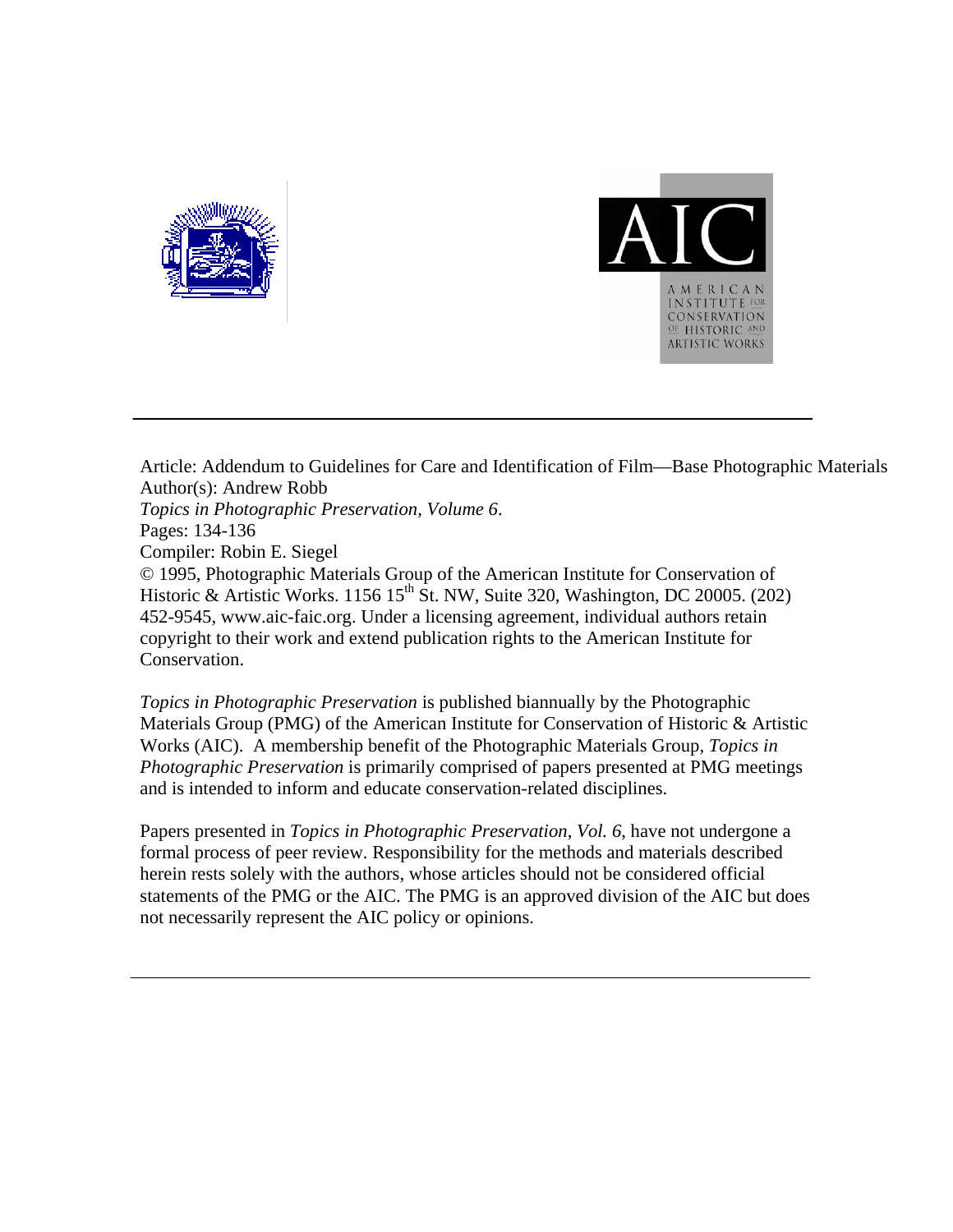Article: Addendum to Guidelines for Care and Identification of Film—Base Photographic Materials
Author(s): Andrew Robb
*Topics in Photographic Preservation, Volume 6*.
Pages: 134-136
Compiler: Robin E. Siegel
© 1995, Photographic Materials Group of the American Institute for Conservation of Historic & Artistic Works. 1156 15th St. NW, Suite 320, Washington, DC 20005. (202) 452-9545, www.aic-faic.org. Under a licensing agreement, individual authors retain copyright to their work and extend publication rights to the American Institute for Conservation.

*Topics in Photographic Preservation* is published biannually by the Photographic Materials Group (PMG) of the American Institute for Conservation of Historic & Artistic Works (AIC). A membership benefit of the Photographic Materials Group, *Topics in Photographic Preservation* is primarily comprised of papers presented at PMG meetings and is intended to inform and educate conservation-related disciplines.

Papers presented in *Topics in Photographic Preservation, Vol. 6*, have not undergone a formal process of peer review. Responsibility for the methods and materials described herein rests solely with the authors, whose articles should not be considered official statements of the PMG or the AIC. The PMG is an approved division of the AIC but does not necessarily represent the AIC policy or opinions.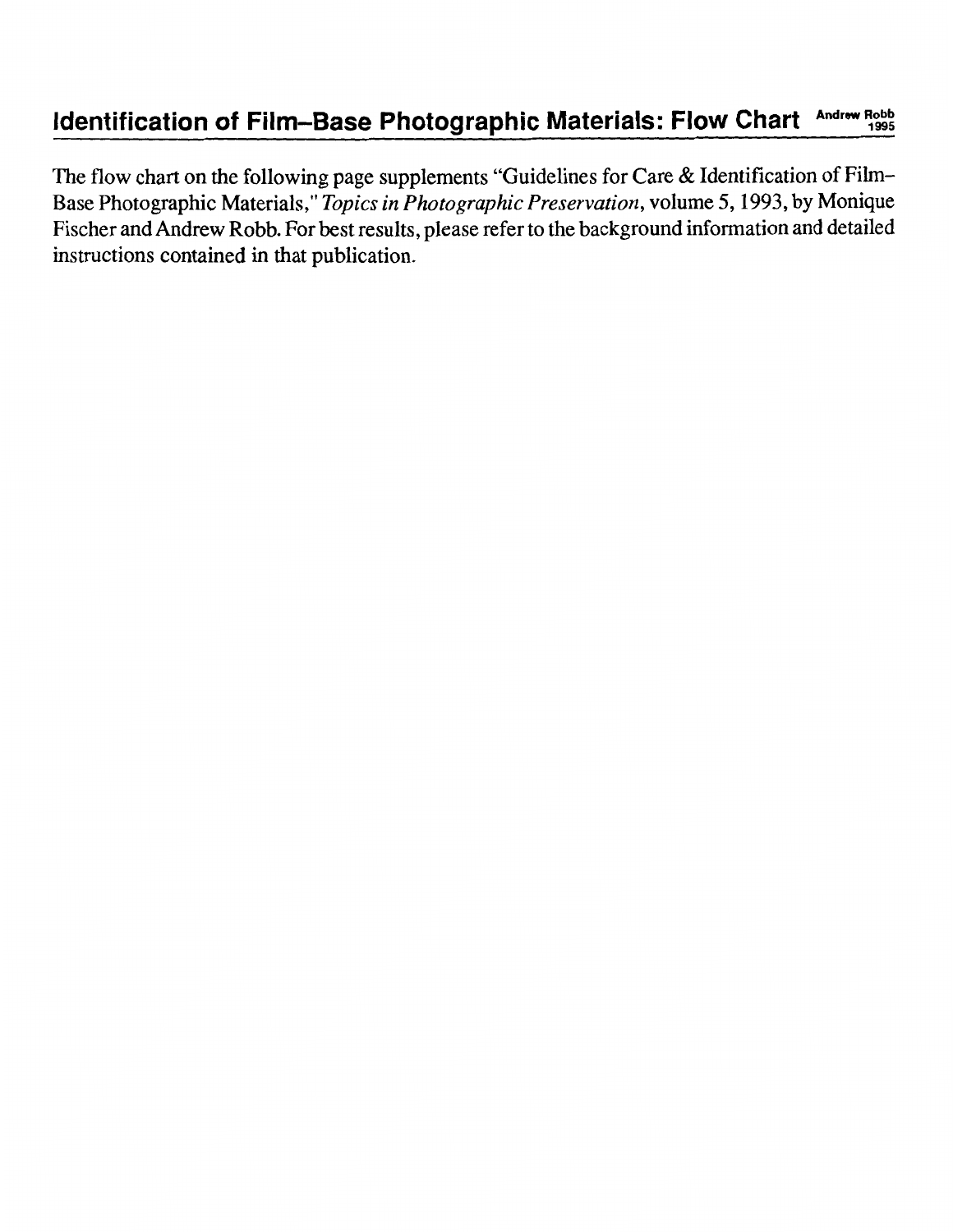## Identification of Film–Base Photographic Materials: Flow Chart

Andrew Robb 1995

The flow chart on the following page supplements "Guidelines for Care & Identification of Film–Base Photographic Materials," *Topics in Photographic Preservation*, volume 5, 1993, by Monique Fischer and Andrew Robb. For best results, please refer to the background information and detailed instructions contained in that publication.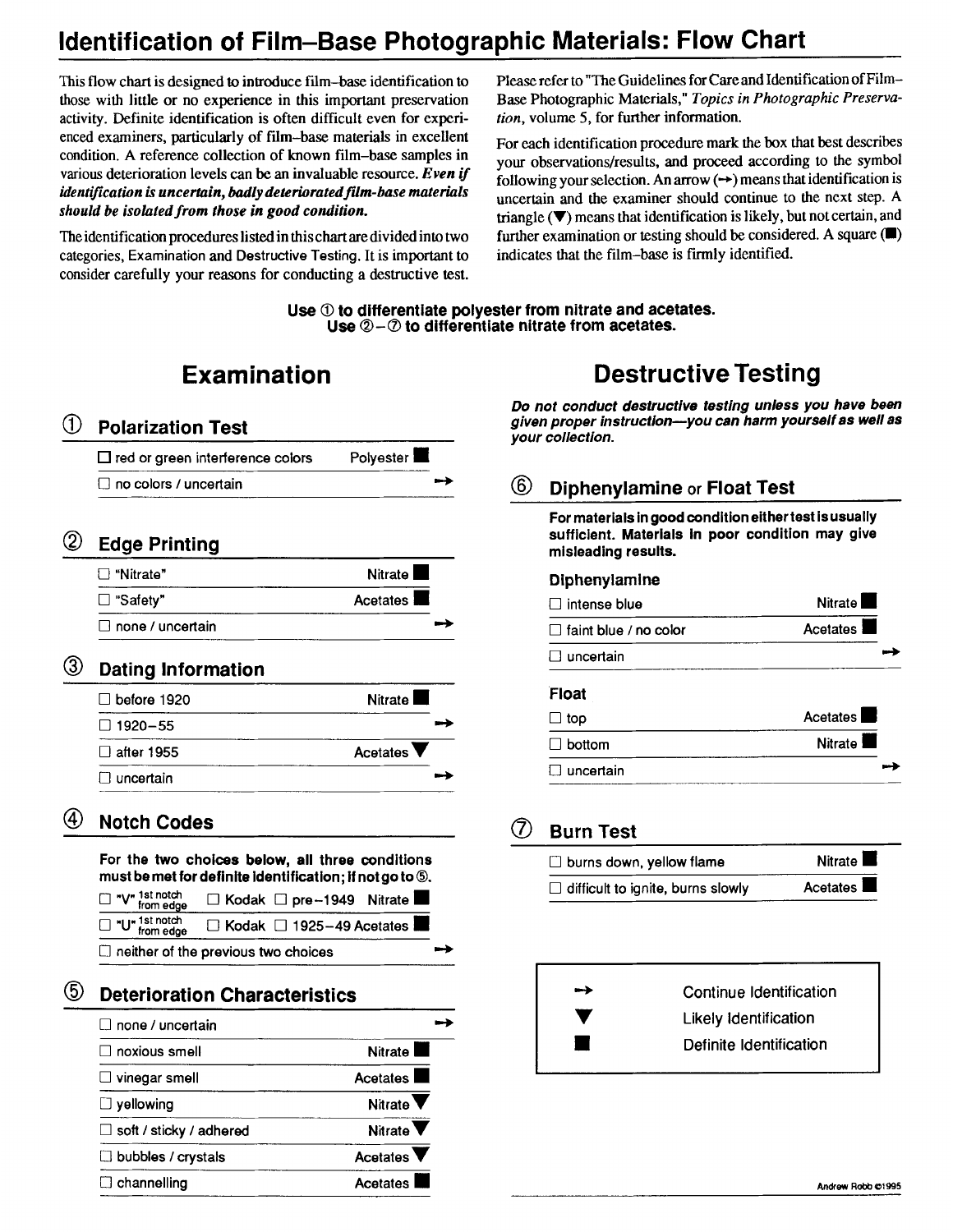# Identification of Film–Base Photographic Materials: Flow Chart

This flow chart is designed to introduce film–base identification to those with little or no experience in this important preservation activity. Definite identification is often difficult even for experienced examiners, particularly of film–base materials in excellent condition. A reference collection of known film–base samples in various deterioration levels can be an invaluable resource. ***Even if identification is uncertain, badly deteriorated film-base materials should be isolated from those in good condition.***

The identification procedures listed in this chart are divided into two categories, Examination and Destructive Testing. It is important to consider carefully your reasons for conducting a destructive test.

Please refer to "The Guidelines for Care and Identification of Film–Base Photographic Materials," *Topics in Photographic Preservation*, volume 5, for further information.

For each identification procedure mark the box that best describes your observations/results, and proceed according to the symbol following your selection. An arrow (→) means that identification is uncertain and the examiner should continue to the next step. A triangle (▼) means that identification is likely, but not certain, and further examination or testing should be considered. A square (■) indicates that the film–base is firmly identified.

**Use ① to differentiate polyester from nitrate and acetates.**
**Use ②–⑦ to differentiate nitrate from acetates.**

## Examination

### ① Polarization Test

| | |
|---|---|
| ☐ red or green interference colors | Polyester ■ |
| ☐ no colors / uncertain | → |

### ② Edge Printing

| | |
|---|---|
| ☐ "Nitrate" | Nitrate ■ |
| ☐ "Safety" | Acetates ■ |
| ☐ none / uncertain | → |

### ③ Dating Information

| | |
|---|---|
| ☐ before 1920 | Nitrate ■ |
| ☐ 1920–55 | → |
| ☐ after 1955 | Acetates ▼ |
| ☐ uncertain | → |

### ④ Notch Codes

**For the two choices below, all three conditions must be met for definite identification; if not go to ⑤.**

| | | | |
|---|---|---|---|
| ☐ "V" 1st notch from edge | ☐ Kodak | ☐ pre–1949 | Nitrate ■ |
| ☐ "U" 1st notch from edge | ☐ Kodak | ☐ 1925–49 | Acetates ■ |
| ☐ neither of the previous two choices | | | → |

### ⑤ Deterioration Characteristics

| | |
|---|---|
| ☐ none / uncertain | → |
| ☐ noxious smell | Nitrate ■ |
| ☐ vinegar smell | Acetates ■ |
| ☐ yellowing | Nitrate ▼ |
| ☐ soft / sticky / adhered | Nitrate ▼ |
| ☐ bubbles / crystals | Acetates ▼ |
| ☐ channelling | Acetates ■ |

## Destructive Testing

***Do not conduct destructive testing unless you have been given proper instruction—you can harm yourself as well as your collection.***

### ⑥ Diphenylamine or Float Test

**For materials in good condition either test is usually sufficient. Materials in poor condition may give misleading results.**

**Diphenylamine**

| | |
|---|---|
| ☐ intense blue | Nitrate ■ |
| ☐ faint blue / no color | Acetates ■ |
| ☐ uncertain | → |

**Float**

| | |
|---|---|
| ☐ top | Acetates ■ |
| ☐ bottom | Nitrate ■ |
| ☐ uncertain | → |

### ⑦ Burn Test

| | |
|---|---|
| ☐ burns down, yellow flame | Nitrate ■ |
| ☐ difficult to ignite, burns slowly | Acetates ■ |

| | |
|---|---|
| → | Continue Identification |
| ▼ | Likely Identification |
| ■ | Definite Identification |

Andrew Robb ©1995